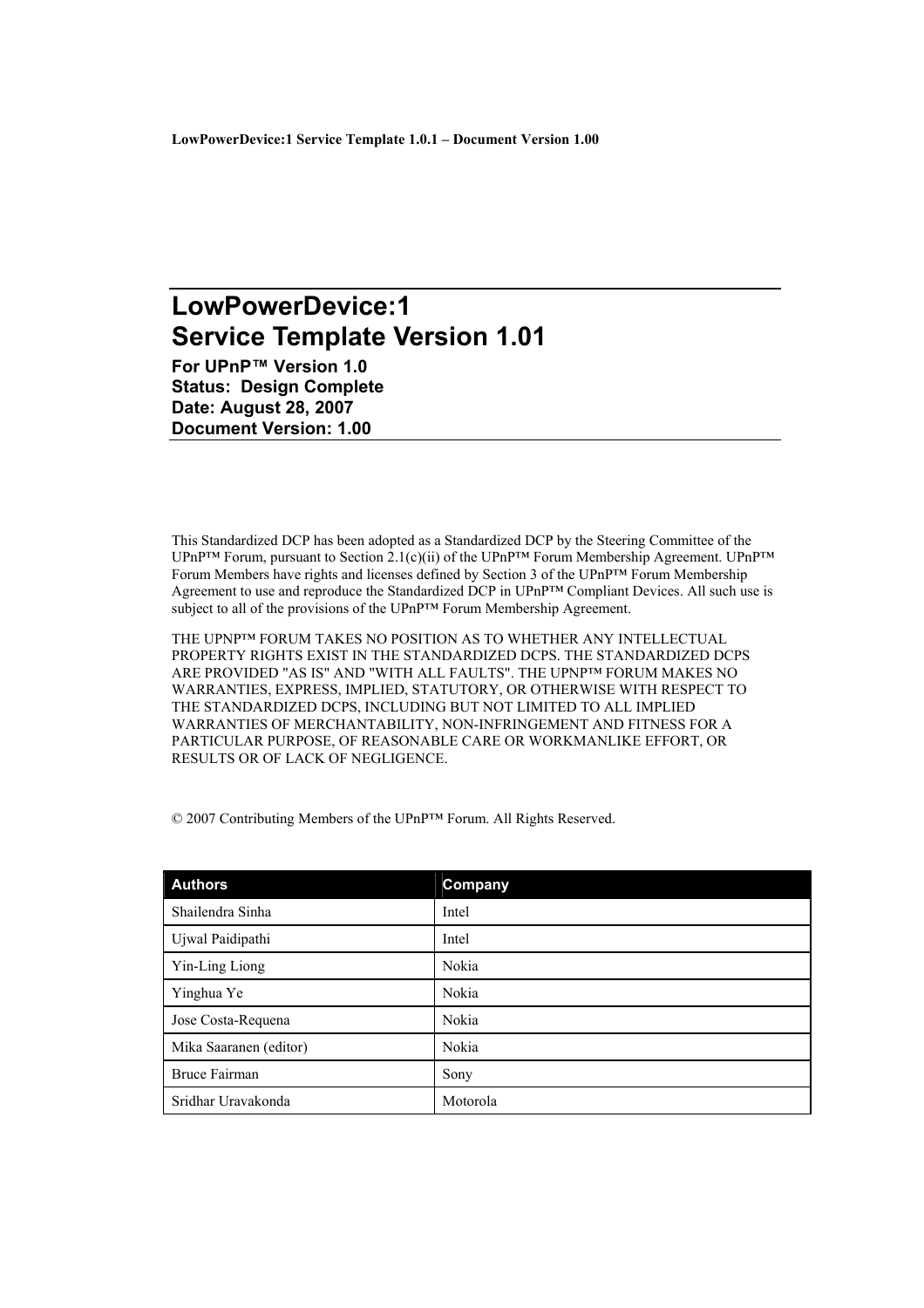**LowPowerDevice:1 Service Template 1.0.1 – Document Version 1.00**

# LowPowerDevice:1
# Service Template Version 1.01

**For UPnP™ Version 1.0**
**Status: Design Complete**
**Date: August 28, 2007**
**Document Version: 1.00**

This Standardized DCP has been adopted as a Standardized DCP by the Steering Committee of the UPnP™ Forum, pursuant to Section 2.1(c)(ii) of the UPnP™ Forum Membership Agreement. UPnP™ Forum Members have rights and licenses defined by Section 3 of the UPnP™ Forum Membership Agreement to use and reproduce the Standardized DCP in UPnP™ Compliant Devices. All such use is subject to all of the provisions of the UPnP™ Forum Membership Agreement.

THE UPNP™ FORUM TAKES NO POSITION AS TO WHETHER ANY INTELLECTUAL PROPERTY RIGHTS EXIST IN THE STANDARDIZED DCPS. THE STANDARDIZED DCPS ARE PROVIDED "AS IS" AND "WITH ALL FAULTS". THE UPNP™ FORUM MAKES NO WARRANTIES, EXPRESS, IMPLIED, STATUTORY, OR OTHERWISE WITH RESPECT TO THE STANDARDIZED DCPS, INCLUDING BUT NOT LIMITED TO ALL IMPLIED WARRANTIES OF MERCHANTABILITY, NON-INFRINGEMENT AND FITNESS FOR A PARTICULAR PURPOSE, OF REASONABLE CARE OR WORKMANLIKE EFFORT, OR RESULTS OR OF LACK OF NEGLIGENCE.

© 2007 Contributing Members of the UPnP™ Forum. All Rights Reserved.

| Authors | Company |
|---|---|
| Shailendra Sinha | Intel |
| Ujwal Paidipathi | Intel |
| Yin-Ling Liong | Nokia |
| Yinghua Ye | Nokia |
| Jose Costa-Requena | Nokia |
| Mika Saaranen (editor) | Nokia |
| Bruce Fairman | Sony |
| Sridhar Uravakonda | Motorola |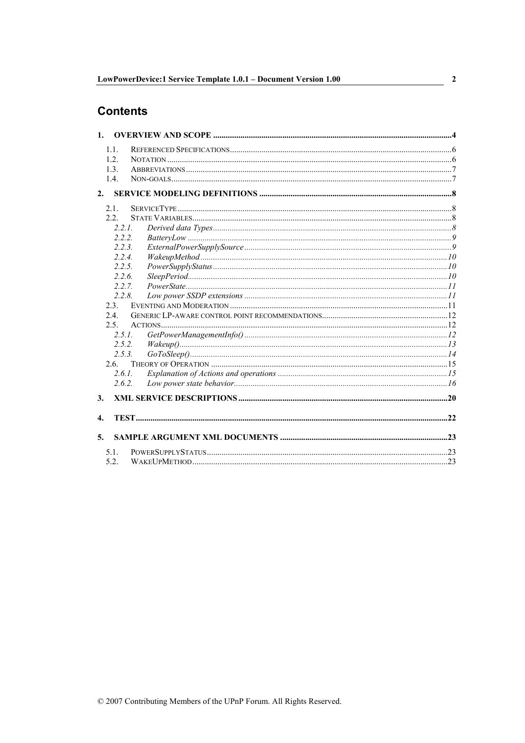# Contents

1. OVERVIEW AND SCOPE ....................................................................................................................4
   - 1.1. REFERENCED SPECIFICATIONS........................................................................................................6
   - 1.2. NOTATION .......................................................................................................................................6
   - 1.3. ABBREVIATIONS ..............................................................................................................................7
   - 1.4. NON-GOALS.....................................................................................................................................7
2. SERVICE MODELING DEFINITIONS ............................................................................................8
   - 2.1. SERVICETYPE ..................................................................................................................................8
   - 2.2. STATE VARIABLES...........................................................................................................................8
     - 2.2.1. *Derived data Types*.................................................................................................................8
     - 2.2.2. *BatteryLow* .............................................................................................................................9
     - 2.2.3. *ExternalPowerSupplySource* ..................................................................................................9
     - 2.2.4. *WakeupMethod* .....................................................................................................................10
     - 2.2.5. *PowerSupplyStatus* ...............................................................................................................10
     - 2.2.6. *SleepPeriod*...........................................................................................................................10
     - 2.2.7. *PowerState*............................................................................................................................11
     - 2.2.8. *Low power SSDP extensions* ................................................................................................11
   - 2.3. EVENTING AND MODERATION .......................................................................................................11
   - 2.4. GENERIC LP-AWARE CONTROL POINT RECOMMENDATIONS............................................................12
   - 2.5. ACTIONS........................................................................................................................................12
     - 2.5.1. *GetPowerManagementInfo()* ................................................................................................12
     - 2.5.2. *Wakeup()*...............................................................................................................................13
     - 2.5.3. *GoToSleep()*..........................................................................................................................14
   - 2.6. THEORY OF OPERATION ................................................................................................................15
     - 2.6.1. *Explanation of Actions and operations* ................................................................................15
     - 2.6.2. *Low power state behavior*.....................................................................................................16
3. XML SERVICE DESCRIPTIONS ...................................................................................................20
4. TEST....................................................................................................................................................22
5. SAMPLE ARGUMENT XML DOCUMENTS ................................................................................23
   - 5.1. POWERSUPPLYSTATUS..................................................................................................................23
   - 5.2. WAKEUPMETHOD..........................................................................................................................23

© 2007 Contributing Members of the UPnP Forum. All Rights Reserved.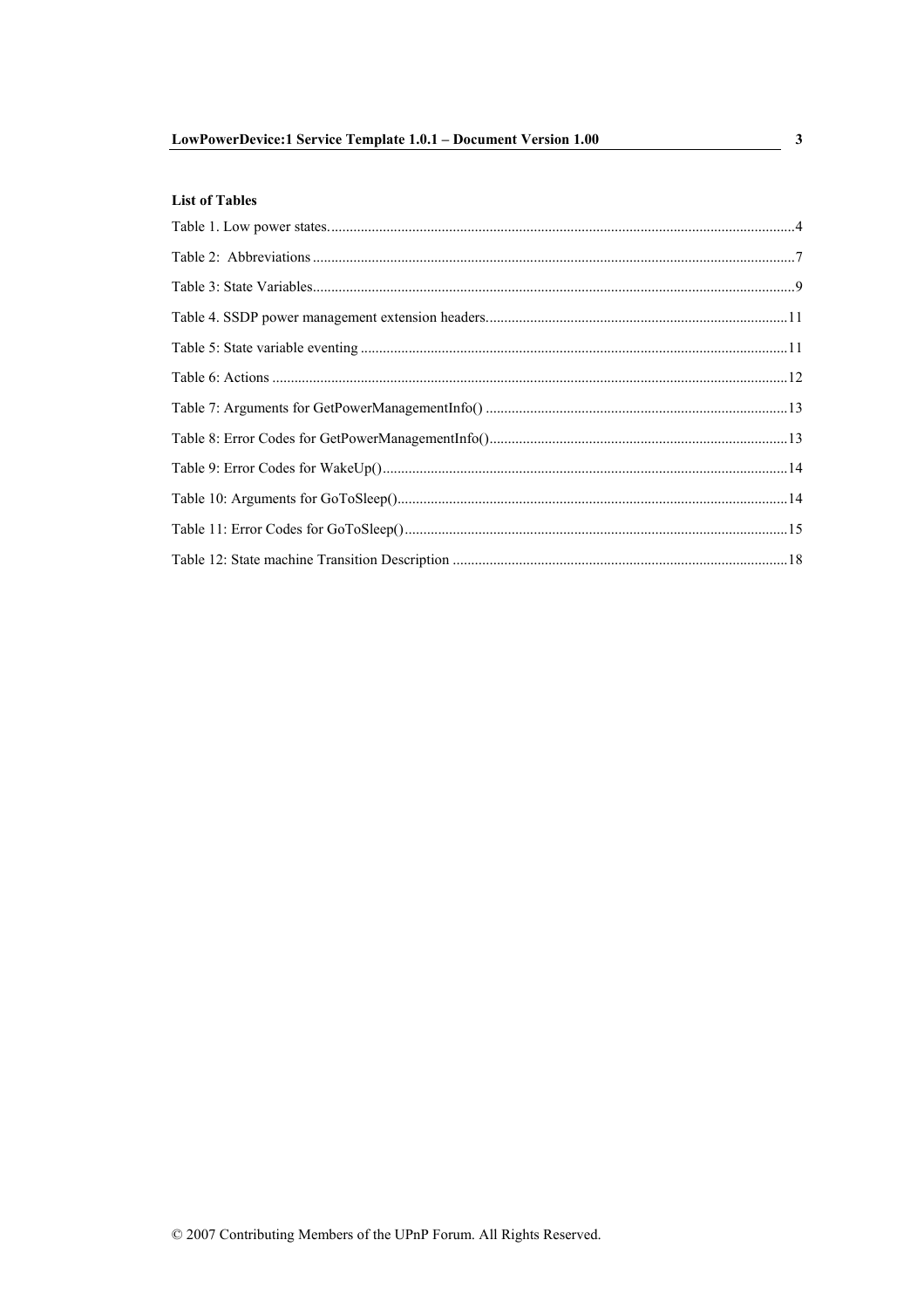**List of Tables**

Table 1. Low power states. 4

Table 2: Abbreviations 7

Table 3: State Variables 9

Table 4. SSDP power management extension headers 11

Table 5: State variable eventing 11

Table 6: Actions 12

Table 7: Arguments for GetPowerManagementInfo() 13

Table 8: Error Codes for GetPowerManagementInfo() 13

Table 9: Error Codes for WakeUp() 14

Table 10: Arguments for GoToSleep() 14

Table 11: Error Codes for GoToSleep() 15

Table 12: State machine Transition Description 18

© 2007 Contributing Members of the UPnP Forum. All Rights Reserved.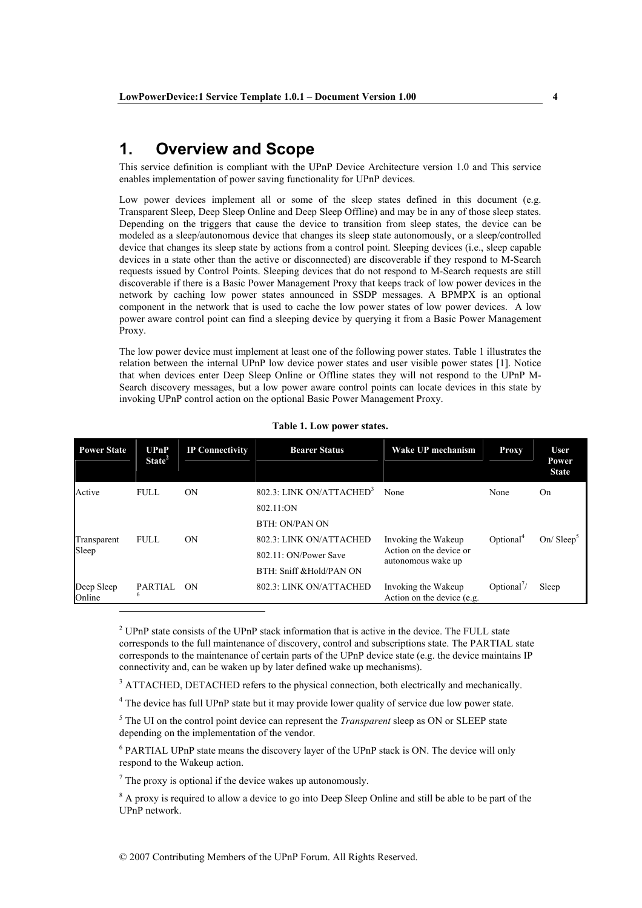# 1. Overview and Scope

This service definition is compliant with the UPnP Device Architecture version 1.0 and This service enables implementation of power saving functionality for UPnP devices.

Low power devices implement all or some of the sleep states defined in this document (e.g. Transparent Sleep, Deep Sleep Online and Deep Sleep Offline) and may be in any of those sleep states. Depending on the triggers that cause the device to transition from sleep states, the device can be modeled as a sleep/autonomous device that changes its sleep state autonomously, or a sleep/controlled device that changes its sleep state by actions from a control point. Sleeping devices (i.e., sleep capable devices in a state other than the active or disconnected) are discoverable if they respond to M-Search requests issued by Control Points. Sleeping devices that do not respond to M-Search requests are still discoverable if there is a Basic Power Management Proxy that keeps track of low power devices in the network by caching low power states announced in SSDP messages. A BPMPX is an optional component in the network that is used to cache the low power states of low power devices. A low power aware control point can find a sleeping device by querying it from a Basic Power Management Proxy.

The low power device must implement at least one of the following power states. Table 1 illustrates the relation between the internal UPnP low device power states and user visible power states [1]. Notice that when devices enter Deep Sleep Online or Offline states they will not respond to the UPnP M-Search discovery messages, but a low power aware control points can locate devices in this state by invoking UPnP control action on the optional Basic Power Management Proxy.

**Table 1. Low power states.**

| Power State | UPnP State[2] | IP Connectivity | Bearer Status | Wake UP mechanism | Proxy | User Power State |
|---|---|---|---|---|---|---|
| Active | FULL | ON | 802.3: LINK ON/ATTACHED[3]<br>802.11:ON<br>BTH: ON/PAN ON | None | None | On |
| Transparent Sleep | FULL | ON | 802.3: LINK ON/ATTACHED<br>802.11: ON/Power Save<br>BTH: Sniff &Hold/PAN ON | Invoking the Wakeup Action on the device or autonomous wake up | Optional[4] | On/ Sleep[5] |
| Deep Sleep Online | PARTIAL[6] | ON | 802.3: LINK ON/ATTACHED | Invoking the Wakeup Action on the device (e.g. | Optional[7]/ | Sleep |

[2] UPnP state consists of the UPnP stack information that is active in the device. The FULL state corresponds to the full maintenance of discovery, control and subscriptions state. The PARTIAL state corresponds to the maintenance of certain parts of the UPnP device state (e.g. the device maintains IP connectivity and, can be waken up by later defined wake up mechanisms).

[3] ATTACHED, DETACHED refers to the physical connection, both electrically and mechanically.

[4] The device has full UPnP state but it may provide lower quality of service due low power state.

[5] The UI on the control point device can represent the *Transparent* sleep as ON or SLEEP state depending on the implementation of the vendor.

[6] PARTIAL UPnP state means the discovery layer of the UPnP stack is ON. The device will only respond to the Wakeup action.

[7] The proxy is optional if the device wakes up autonomously.

[8] A proxy is required to allow a device to go into Deep Sleep Online and still be able to be part of the UPnP network.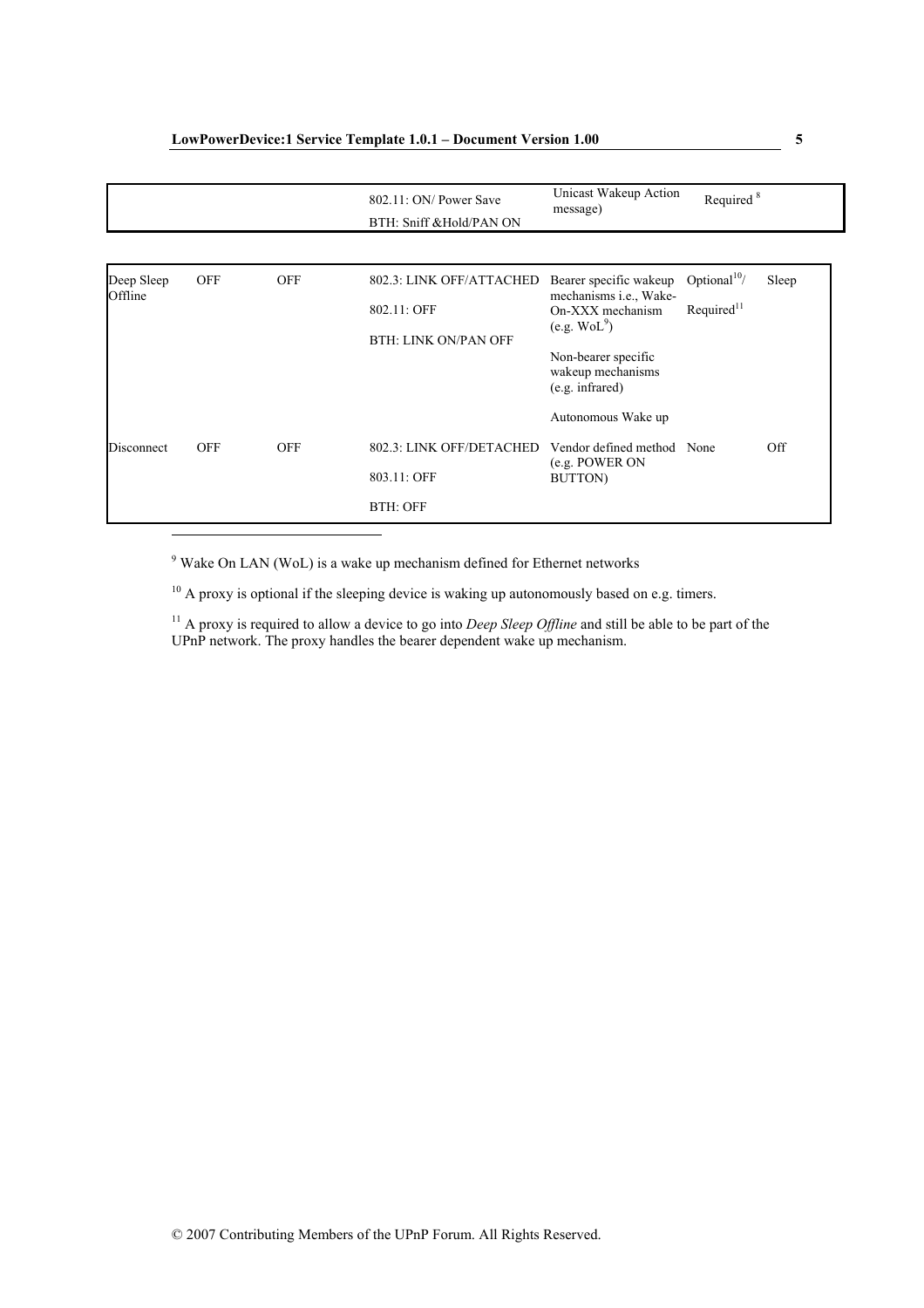| | | | | | | |
|---|---|---|---|---|---|---|
| | | | 802.11: ON/ Power Save<br>BTH: Sniff &Hold/PAN ON | Unicast Wakeup Action message) | Required [8] | |
| Deep Sleep Offline | OFF | OFF | 802.3: LINK OFF/ATTACHED<br>802.11: OFF<br>BTH: LINK ON/PAN OFF | Bearer specific wakeup mechanisms i.e., Wake-On-XXX mechanism (e.g. WoL[9])<br>Non-bearer specific wakeup mechanisms (e.g. infrared)<br>Autonomous Wake up | Optional[10]/<br>Required[11] | Sleep |
| Disconnect | OFF | OFF | 802.3: LINK OFF/DETACHED<br>803.11: OFF<br>BTH: OFF | Vendor defined method (e.g. POWER ON BUTTON) | None | Off |

[9] Wake On LAN (WoL) is a wake up mechanism defined for Ethernet networks

[10] A proxy is optional if the sleeping device is waking up autonomously based on e.g. timers.

[11] A proxy is required to allow a device to go into *Deep Sleep Offline* and still be able to be part of the UPnP network. The proxy handles the bearer dependent wake up mechanism.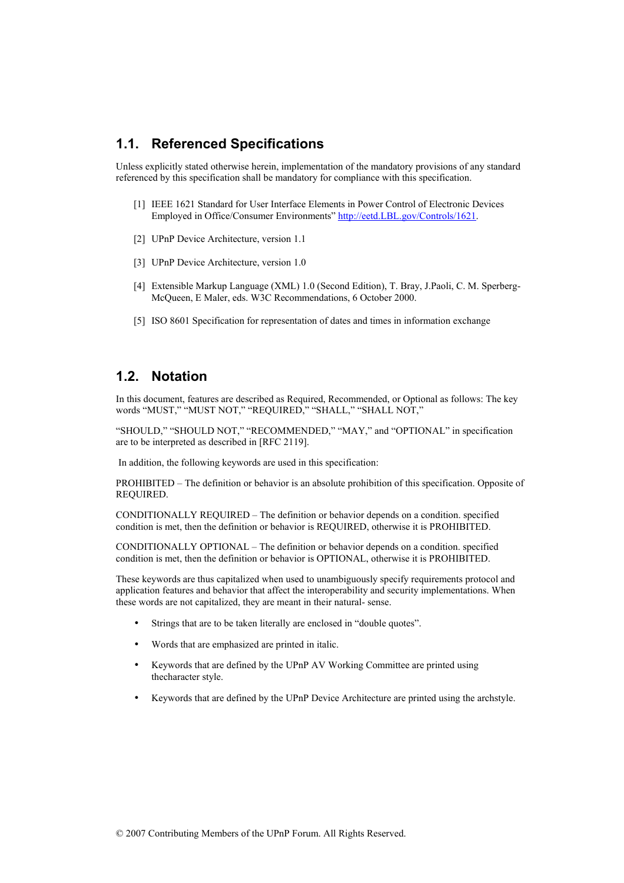## 1.1. Referenced Specifications

Unless explicitly stated otherwise herein, implementation of the mandatory provisions of any standard referenced by this specification shall be mandatory for compliance with this specification.

[1] IEEE 1621 Standard for User Interface Elements in Power Control of Electronic Devices Employed in Office/Consumer Environments" http://eetd.LBL.gov/Controls/1621.

[2] UPnP Device Architecture, version 1.1

[3] UPnP Device Architecture, version 1.0

[4] Extensible Markup Language (XML) 1.0 (Second Edition), T. Bray, J.Paoli, C. M. Sperberg-McQueen, E Maler, eds. W3C Recommendations, 6 October 2000.

[5] ISO 8601 Specification for representation of dates and times in information exchange

## 1.2. Notation

In this document, features are described as Required, Recommended, or Optional as follows: The key words "MUST," "MUST NOT," "REQUIRED," "SHALL," "SHALL NOT,"

"SHOULD," "SHOULD NOT," "RECOMMENDED," "MAY," and "OPTIONAL" in specification are to be interpreted as described in [RFC 2119].

In addition, the following keywords are used in this specification:

PROHIBITED – The definition or behavior is an absolute prohibition of this specification. Opposite of REQUIRED.

CONDITIONALLY REQUIRED – The definition or behavior depends on a condition. specified condition is met, then the definition or behavior is REQUIRED, otherwise it is PROHIBITED.

CONDITIONALLY OPTIONAL – The definition or behavior depends on a condition. specified condition is met, then the definition or behavior is OPTIONAL, otherwise it is PROHIBITED.

These keywords are thus capitalized when used to unambiguously specify requirements protocol and application features and behavior that affect the interoperability and security implementations. When these words are not capitalized, they are meant in their natural- sense.

- Strings that are to be taken literally are enclosed in "double quotes".
- Words that are emphasized are printed in italic.
- Keywords that are defined by the UPnP AV Working Committee are printed using thecharacter style.
- Keywords that are defined by the UPnP Device Architecture are printed using the archstyle.

© 2007 Contributing Members of the UPnP Forum. All Rights Reserved.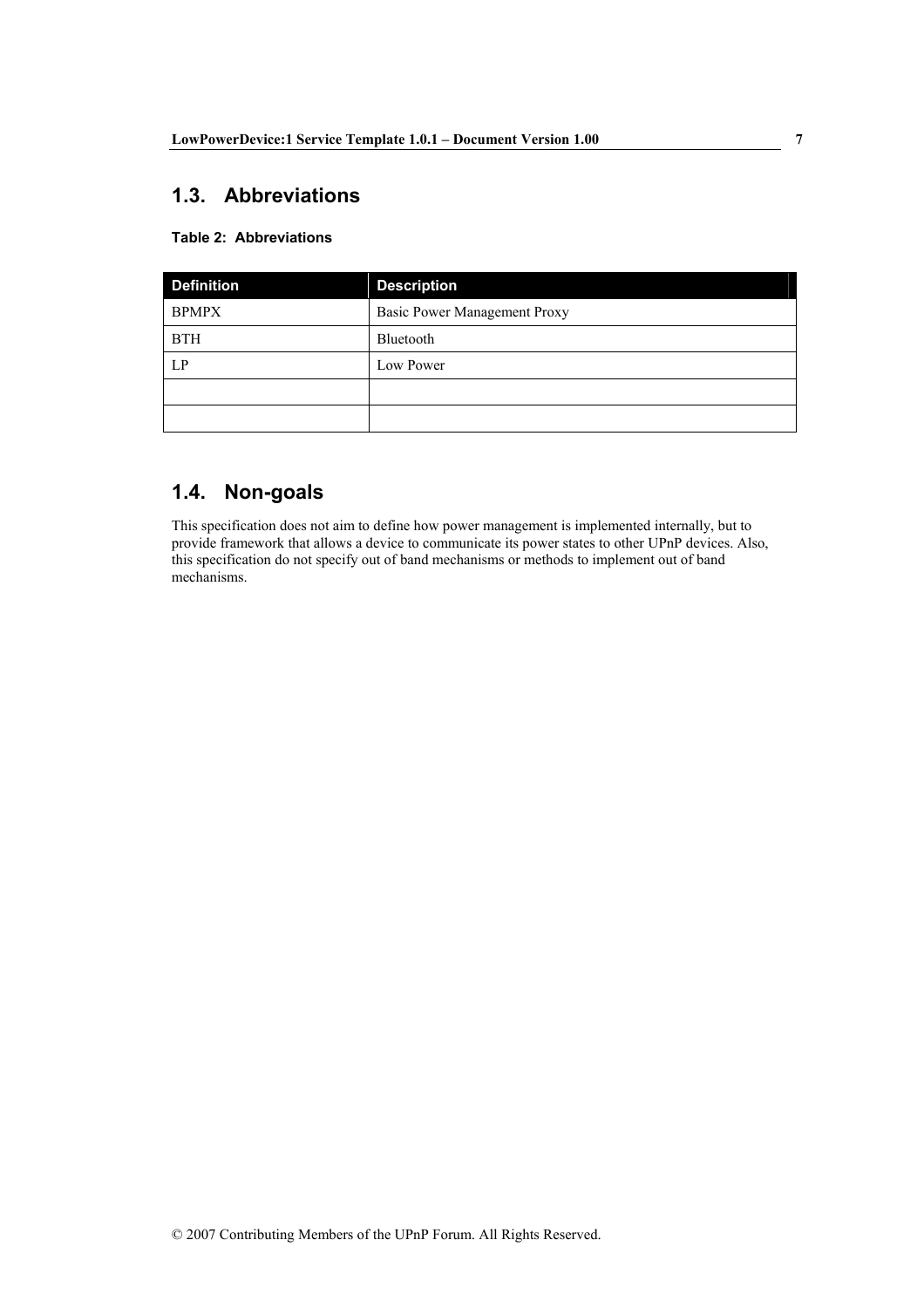## 1.3. Abbreviations

**Table 2: Abbreviations**

| Definition | Description |
|---|---|
| BPMPX | Basic Power Management Proxy |
| BTH | Bluetooth |
| LP | Low Power |
| | |
| | |

## 1.4. Non-goals

This specification does not aim to define how power management is implemented internally, but to provide framework that allows a device to communicate its power states to other UPnP devices. Also, this specification do not specify out of band mechanisms or methods to implement out of band mechanisms.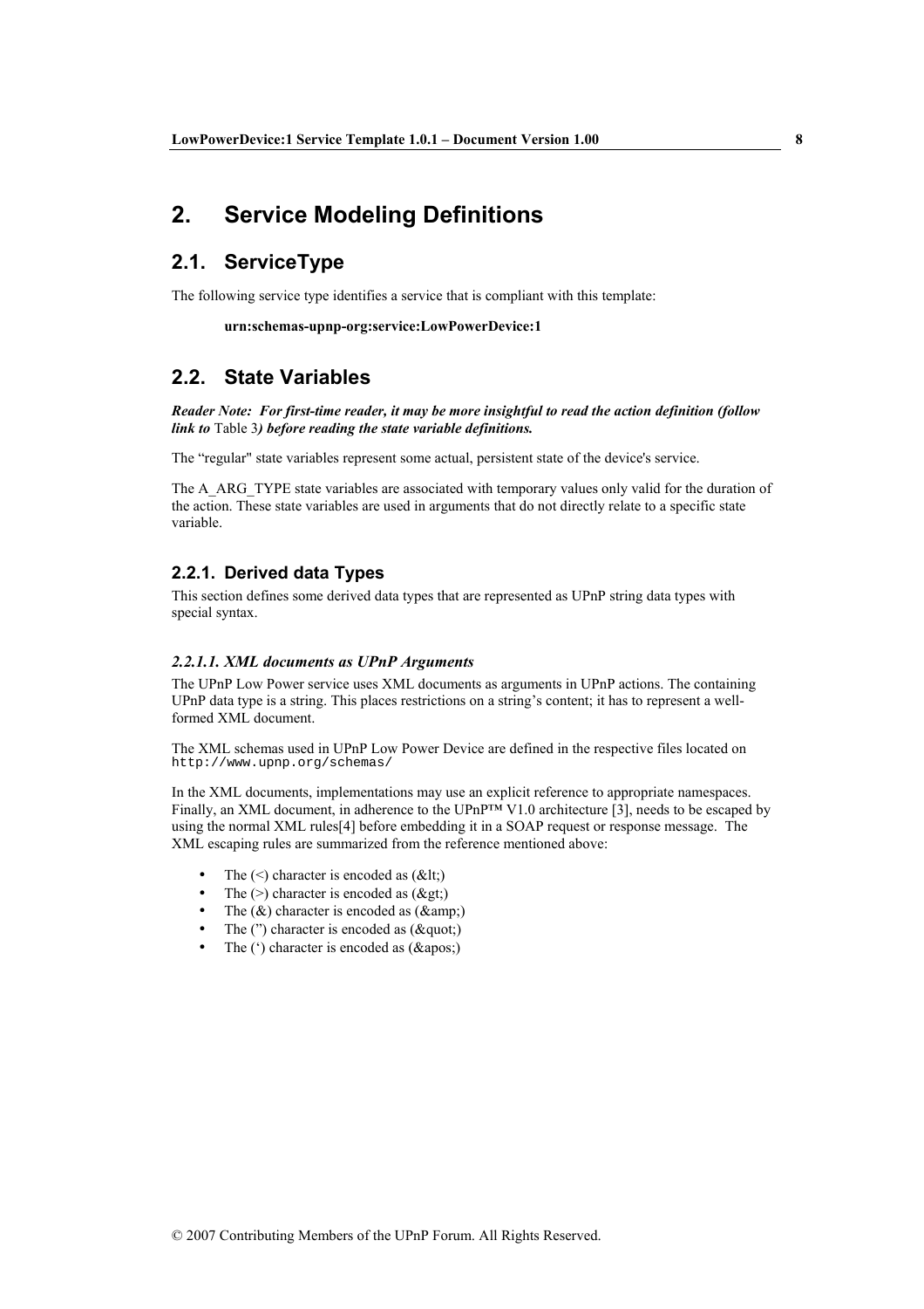# 2. Service Modeling Definitions

## 2.1. ServiceType

The following service type identifies a service that is compliant with this template:

**urn:schemas-upnp-org:service:LowPowerDevice:1**

## 2.2. State Variables

***Reader Note: For first-time reader, it may be more insightful to read the action definition (follow link to*** Table 3***) before reading the state variable definitions.***

The “regular" state variables represent some actual, persistent state of the device's service.

The A_ARG_TYPE state variables are associated with temporary values only valid for the duration of the action. These state variables are used in arguments that do not directly relate to a specific state variable.

### 2.2.1. Derived data Types

This section defines some derived data types that are represented as UPnP string data types with special syntax.

#### *2.2.1.1. XML documents as UPnP Arguments*

The UPnP Low Power service uses XML documents as arguments in UPnP actions. The containing UPnP data type is a string. This places restrictions on a string’s content; it has to represent a well-formed XML document.

The XML schemas used in UPnP Low Power Device are defined in the respective files located on `http://www.upnp.org/schemas/`

In the XML documents, implementations may use an explicit reference to appropriate namespaces. Finally, an XML document, in adherence to the UPnP™ V1.0 architecture [3], needs to be escaped by using the normal XML rules[4] before embedding it in a SOAP request or response message. The XML escaping rules are summarized from the reference mentioned above:

- The (<) character is encoded as (&lt;)
- The (>) character is encoded as (&gt;)
- The (&) character is encoded as (&amp;)
- The (”) character is encoded as (&quot;)
- The (‘) character is encoded as (&apos;)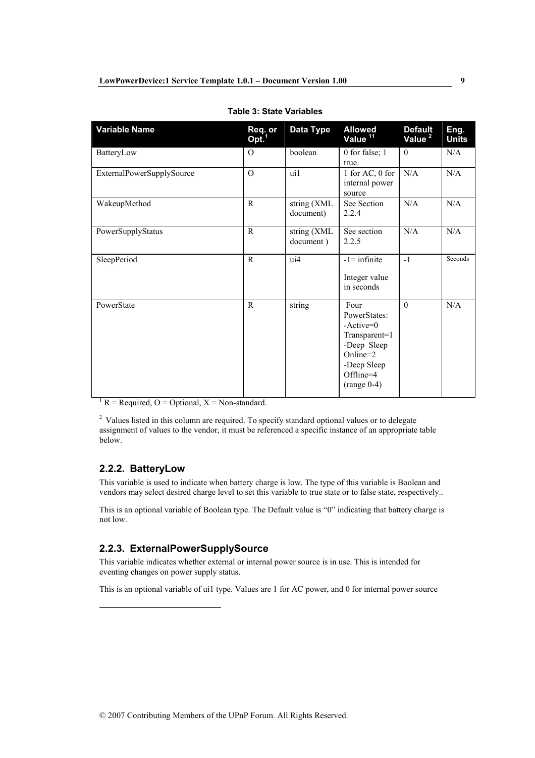**Table 3: State Variables**

| Variable Name | Req. or Opt.[1] | Data Type | Allowed Value [11] | Default Value [2] | Eng. Units |
|---|---|---|---|---|---|
| BatteryLow | O | boolean | 0 for false; 1 true. | 0 | N/A |
| ExternalPowerSupplySource | O | ui1 | 1 for AC, 0 for internal power source | N/A | N/A |
| WakeupMethod | R | string (XML document) | See Section 2.2.4 | N/A | N/A |
| PowerSupplyStatus | R | string (XML document ) | See section 2.2.5 | N/A | N/A |
| SleepPeriod | R | ui4 | -1= infinite<br><br>Integer value in seconds | -1 | Seconds |
| PowerState | R | string | Four PowerStates: -Active=0 Transparent=1 -Deep Sleep Online=2 -Deep Sleep Offline=4 (range 0-4) | 0 | N/A |

[1] R = Required, O = Optional, X = Non-standard.

[2] Values listed in this column are required. To specify standard optional values or to delegate assignment of values to the vendor, it must be referenced a specific instance of an appropriate table below.

### 2.2.2. BatteryLow

This variable is used to indicate when battery charge is low. The type of this variable is Boolean and vendors may select desired charge level to set this variable to true state or to false state, respectively..

This is an optional variable of Boolean type. The Default value is "0" indicating that battery charge is not low.

### 2.2.3. ExternalPowerSupplySource

This variable indicates whether external or internal power source is in use. This is intended for eventing changes on power supply status.

This is an optional variable of ui1 type. Values are 1 for AC power, and 0 for internal power source

© 2007 Contributing Members of the UPnP Forum. All Rights Reserved.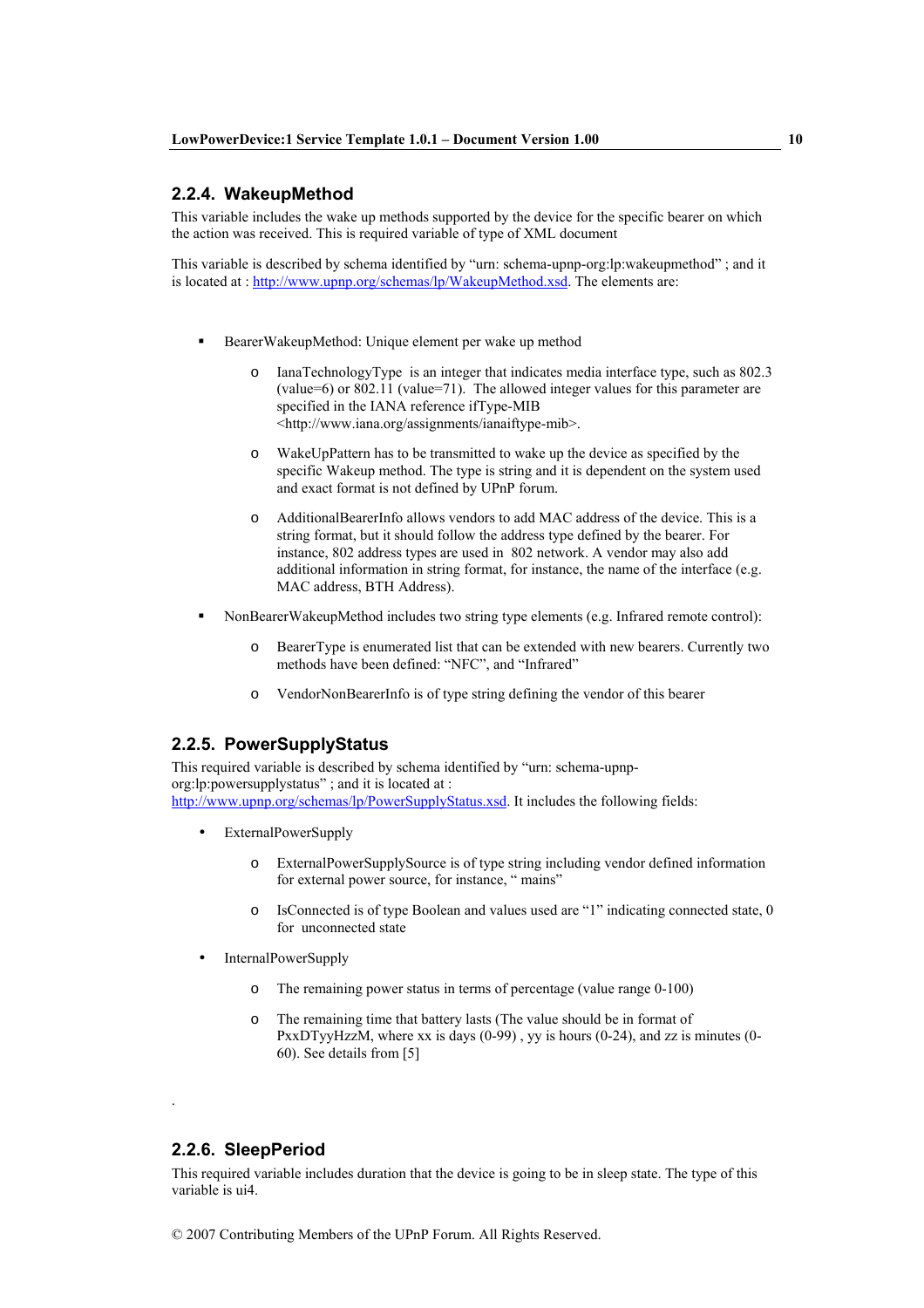### 2.2.4. WakeupMethod

This variable includes the wake up methods supported by the device for the specific bearer on which the action was received. This is required variable of type of XML document

This variable is described by schema identified by “urn: schema-upnp-org:lp:wakeupmethod” ; and it is located at : [http://www.upnp.org/schemas/lp/WakeupMethod.xsd](http://www.upnp.org/schemas/lp/WakeupMethod.xsd). The elements are:

- BearerWakeupMethod: Unique element per wake up method
  - IanaTechnologyType is an integer that indicates media interface type, such as 802.3 (value=6) or 802.11 (value=71). The allowed integer values for this parameter are specified in the IANA reference ifType-MIB <http://www.iana.org/assignments/ianaiftype-mib>.
  - WakeUpPattern has to be transmitted to wake up the device as specified by the specific Wakeup method. The type is string and it is dependent on the system used and exact format is not defined by UPnP forum.
  - AdditionalBearerInfo allows vendors to add MAC address of the device. This is a string format, but it should follow the address type defined by the bearer. For instance, 802 address types are used in 802 network. A vendor may also add additional information in string format, for instance, the name of the interface (e.g. MAC address, BTH Address).
- NonBearerWakeupMethod includes two string type elements (e.g. Infrared remote control):
  - BearerType is enumerated list that can be extended with new bearers. Currently two methods have been defined: “NFC”, and “Infrared”
  - VendorNonBearerInfo is of type string defining the vendor of this bearer

### 2.2.5. PowerSupplyStatus

This required variable is described by schema identified by “urn: schema-upnp-org:lp:powersupplystatus” ; and it is located at : [http://www.upnp.org/schemas/lp/PowerSupplyStatus.xsd](http://www.upnp.org/schemas/lp/PowerSupplyStatus.xsd). It includes the following fields:

- ExternalPowerSupply
  - ExternalPowerSupplySource is of type string including vendor defined information for external power source, for instance, “ mains”
  - IsConnected is of type Boolean and values used are “1” indicating connected state, 0 for unconnected state
- InternalPowerSupply
  - The remaining power status in terms of percentage (value range 0-100)
  - The remaining time that battery lasts (The value should be in format of PxxDTyyHzzM, where xx is days (0-99) , yy is hours (0-24), and zz is minutes (0-60). See details from [5]

.

### 2.2.6. SleepPeriod

This required variable includes duration that the device is going to be in sleep state. The type of this variable is ui4.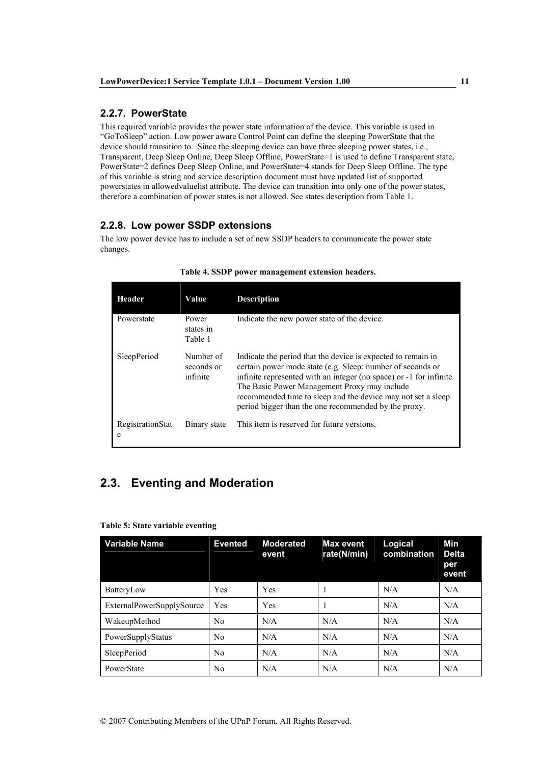### 2.2.7. PowerState

This required variable provides the power state information of the device. This variable is used in "GoToSleep" action. Low power aware Control Point can define the sleeping PowerState that the device should transition to. Since the sleeping device can have three sleeping power states, i.e., Transparent, Deep Sleep Online, Deep Sleep Offline, PowerState=1 is used to define Transparent state, PowerState=2 defines Deep Sleep Online, and PowerState=4 stands for Deep Sleep Offline. The type of this variable is string and service description document must have updated list of supported powerstates in allowedvaluelist attribute. The device can transition into only one of the power states, therefore a combination of power states is not allowed. See states description from Table 1.

### 2.2.8. Low power SSDP extensions

The low power device has to include a set of new SSDP headers to communicate the power state changes.

**Table 4. SSDP power management extension headers.**

| Header | Value | Description |
|---|---|---|
| Powerstate | Power states in Table 1 | Indicate the new power state of the device. |
| SleepPeriod | Number of seconds or infinite | Indicate the period that the device is expected to remain in certain power mode state (e.g. Sleep: number of seconds or infinite represented with an integer (no space) or -1 for infinite The Basic Power Management Proxy may include recommended time to sleep and the device may not set a sleep period bigger than the one recommended by the proxy. |
| RegistrationState | Binary state | This item is reserved for future versions. |

## 2.3. Eventing and Moderation

**Table 5: State variable eventing**

| Variable Name | Evented | Moderated event | Max event rate(N/min) | Logical combination | Min Delta per event |
|---|---|---|---|---|---|
| BatteryLow | Yes | Yes | 1 | N/A | N/A |
| ExternalPowerSupplySource | Yes | Yes | 1 | N/A | N/A |
| WakeupMethod | No | N/A | N/A | N/A | N/A |
| PowerSupplyStatus | No | N/A | N/A | N/A | N/A |
| SleepPeriod | No | N/A | N/A | N/A | N/A |
| PowerState | No | N/A | N/A | N/A | N/A |

© 2007 Contributing Members of the UPnP Forum. All Rights Reserved.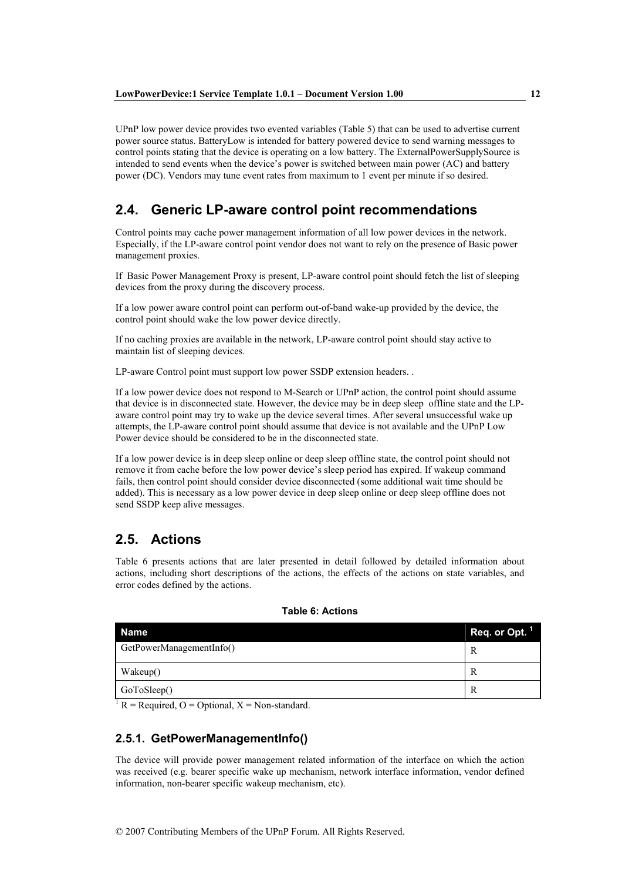UPnP low power device provides two evented variables (Table 5) that can be used to advertise current power source status. BatteryLow is intended for battery powered device to send warning messages to control points stating that the device is operating on a low battery. The ExternalPowerSupplySource is intended to send events when the device's power is switched between main power (AC) and battery power (DC). Vendors may tune event rates from maximum to 1 event per minute if so desired.

## 2.4. Generic LP-aware control point recommendations

Control points may cache power management information of all low power devices in the network. Especially, if the LP-aware control point vendor does not want to rely on the presence of Basic power management proxies.

If Basic Power Management Proxy is present, LP-aware control point should fetch the list of sleeping devices from the proxy during the discovery process.

If a low power aware control point can perform out-of-band wake-up provided by the device, the control point should wake the low power device directly.

If no caching proxies are available in the network, LP-aware control point should stay active to maintain list of sleeping devices.

LP-aware Control point must support low power SSDP extension headers. .

If a low power device does not respond to M-Search or UPnP action, the control point should assume that device is in disconnected state. However, the device may be in deep sleep offline state and the LP-aware control point may try to wake up the device several times. After several unsuccessful wake up attempts, the LP-aware control point should assume that device is not available and the UPnP Low Power device should be considered to be in the disconnected state.

If a low power device is in deep sleep online or deep sleep offline state, the control point should not remove it from cache before the low power device's sleep period has expired. If wakeup command fails, then control point should consider device disconnected (some additional wait time should be added). This is necessary as a low power device in deep sleep online or deep sleep offline does not send SSDP keep alive messages.

## 2.5. Actions

Table 6 presents actions that are later presented in detail followed by detailed information about actions, including short descriptions of the actions, the effects of the actions on state variables, and error codes defined by the actions.

**Table 6: Actions**

| Name | Req. or Opt. [1] |
|---|---|
| GetPowerManagementInfo() | R |
| Wakeup() | R |
| GoToSleep() | R |

[1] R = Required, O = Optional, X = Non-standard.

### 2.5.1. GetPowerManagementInfo()

The device will provide power management related information of the interface on which the action was received (e.g. bearer specific wake up mechanism, network interface information, vendor defined information, non-bearer specific wakeup mechanism, etc).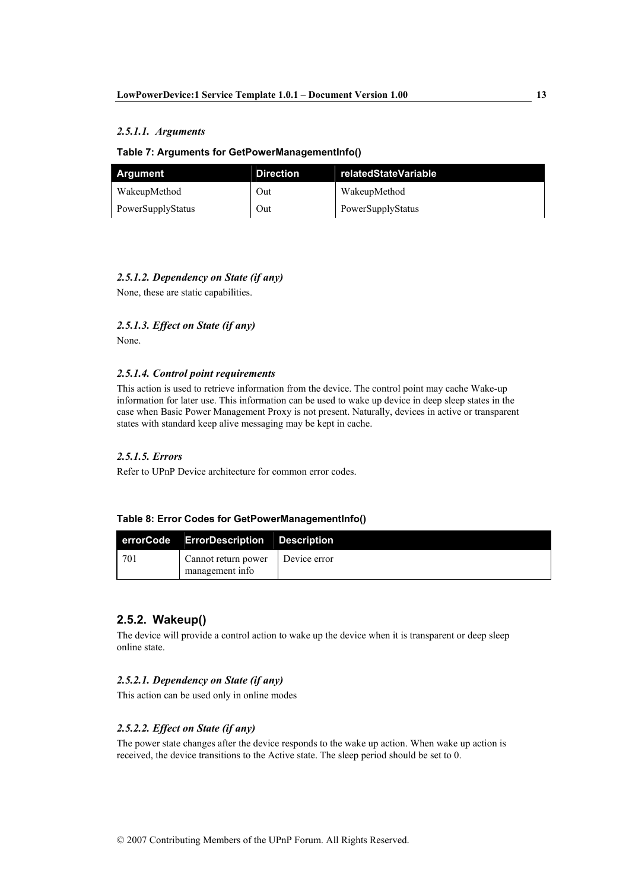##### *2.5.1.1. Arguments*

**Table 7: Arguments for GetPowerManagementInfo()**

| Argument | Direction | relatedStateVariable |
|---|---|---|
| WakeupMethod | Out | WakeupMethod |
| PowerSupplyStatus | Out | PowerSupplyStatus |

##### *2.5.1.2. Dependency on State (if any)*

None, these are static capabilities.

##### *2.5.1.3. Effect on State (if any)*

None.

##### *2.5.1.4. Control point requirements*

This action is used to retrieve information from the device. The control point may cache Wake-up information for later use. This information can be used to wake up device in deep sleep states in the case when Basic Power Management Proxy is not present. Naturally, devices in active or transparent states with standard keep alive messaging may be kept in cache.

##### *2.5.1.5. Errors*

Refer to UPnP Device architecture for common error codes.

**Table 8: Error Codes for GetPowerManagementInfo()**

| errorCode | ErrorDescription | Description |
|---|---|---|
| 701 | Cannot return power management info | Device error |

### 2.5.2. Wakeup()

The device will provide a control action to wake up the device when it is transparent or deep sleep online state.

##### *2.5.2.1. Dependency on State (if any)*

This action can be used only in online modes

##### *2.5.2.2. Effect on State (if any)*

The power state changes after the device responds to the wake up action. When wake up action is received, the device transitions to the Active state. The sleep period should be set to 0.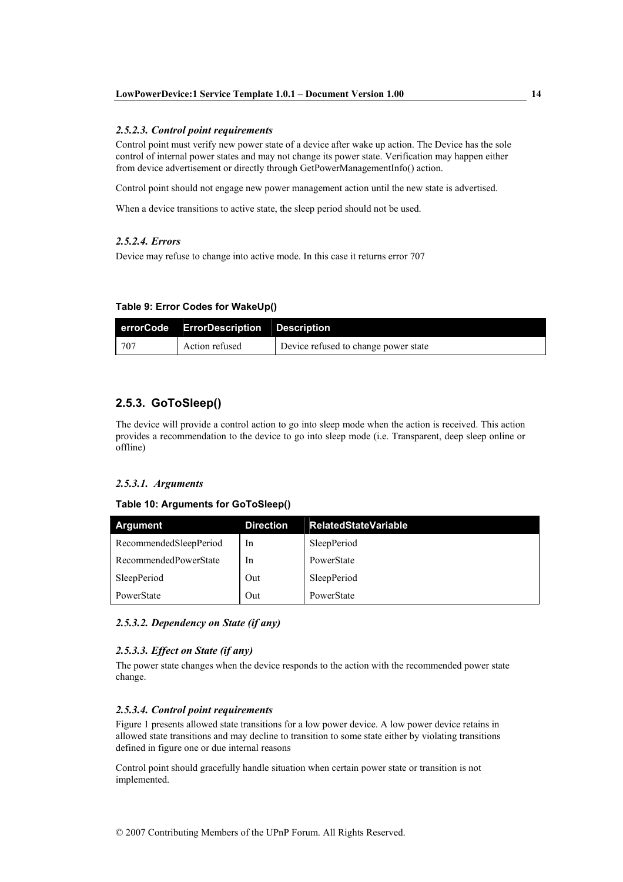#### *2.5.2.3. Control point requirements*

Control point must verify new power state of a device after wake up action. The Device has the sole control of internal power states and may not change its power state. Verification may happen either from device advertisement or directly through GetPowerManagementInfo() action.

Control point should not engage new power management action until the new state is advertised.

When a device transitions to active state, the sleep period should not be used.

#### *2.5.2.4. Errors*

Device may refuse to change into active mode. In this case it returns error 707

**Table 9: Error Codes for WakeUp()**

| errorCode | ErrorDescription | Description |
| --- | --- | --- |
| 707 | Action refused | Device refused to change power state |

### 2.5.3. GoToSleep()

The device will provide a control action to go into sleep mode when the action is received. This action provides a recommendation to the device to go into sleep mode (i.e. Transparent, deep sleep online or offline)

#### *2.5.3.1. Arguments*

**Table 10: Arguments for GoToSleep()**

| Argument | Direction | RelatedStateVariable |
| --- | --- | --- |
| RecommendedSleepPeriod | In | SleepPeriod |
| RecommendedPowerState | In | PowerState |
| SleepPeriod | Out | SleepPeriod |
| PowerState | Out | PowerState |

#### *2.5.3.2. Dependency on State (if any)*

#### *2.5.3.3. Effect on State (if any)*

The power state changes when the device responds to the action with the recommended power state change.

#### *2.5.3.4. Control point requirements*

Figure 1 presents allowed state transitions for a low power device. A low power device retains in allowed state transitions and may decline to transition to some state either by violating transitions defined in figure one or due internal reasons

Control point should gracefully handle situation when certain power state or transition is not implemented.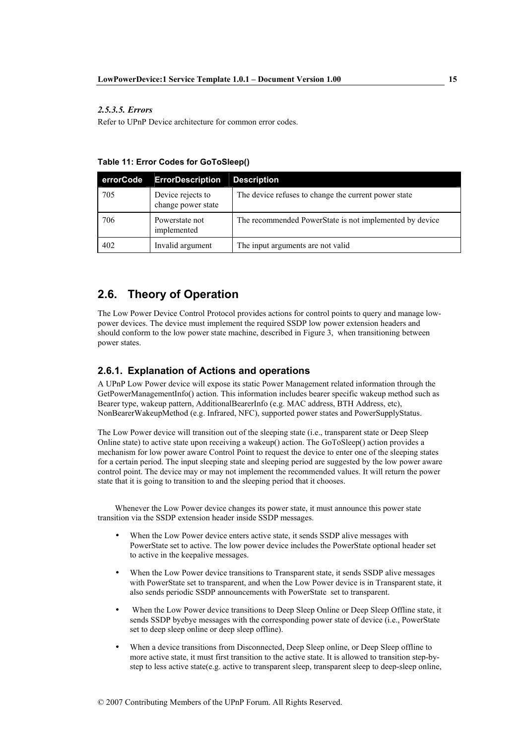#### *2.5.3.5. Errors*

Refer to UPnP Device architecture for common error codes.

**Table 11: Error Codes for GoToSleep()**

| errorCode | ErrorDescription | Description |
| --- | --- | --- |
| 705 | Device rejects to change power state | The device refuses to change the current power state |
| 706 | Powerstate not implemented | The recommended PowerState is not implemented by device |
| 402 | Invalid argument | The input arguments are not valid |

## 2.6. Theory of Operation

The Low Power Device Control Protocol provides actions for control points to query and manage low-power devices. The device must implement the required SSDP low power extension headers and should conform to the low power state machine, described in Figure 3, when transitioning between power states.

### 2.6.1. Explanation of Actions and operations

A UPnP Low Power device will expose its static Power Management related information through the GetPowerManagementInfo() action. This information includes bearer specific wakeup method such as Bearer type, wakeup pattern, AdditionalBearerInfo (e.g. MAC address, BTH Address, etc), NonBearerWakeupMethod (e.g. Infrared, NFC), supported power states and PowerSupplyStatus.

The Low Power device will transition out of the sleeping state (i.e., transparent state or Deep Sleep Online state) to active state upon receiving a wakeup() action. The GoToSleep() action provides a mechanism for low power aware Control Point to request the device to enter one of the sleeping states for a certain period. The input sleeping state and sleeping period are suggested by the low power aware control point. The device may or may not implement the recommended values. It will return the power state that it is going to transition to and the sleeping period that it chooses.

Whenever the Low Power device changes its power state, it must announce this power state transition via the SSDP extension header inside SSDP messages.

- When the Low Power device enters active state, it sends SSDP alive messages with PowerState set to active. The low power device includes the PowerState optional header set to active in the keepalive messages.
- When the Low Power device transitions to Transparent state, it sends SSDP alive messages with PowerState set to transparent, and when the Low Power device is in Transparent state, it also sends periodic SSDP announcements with PowerState set to transparent.
- When the Low Power device transitions to Deep Sleep Online or Deep Sleep Offline state, it sends SSDP byebye messages with the corresponding power state of device (i.e., PowerState set to deep sleep online or deep sleep offline).
- When a device transitions from Disconnected, Deep Sleep online, or Deep Sleep offline to more active state, it must first transition to the active state. It is allowed to transition step-by-step to less active state(e.g. active to transparent sleep, transparent sleep to deep-sleep online,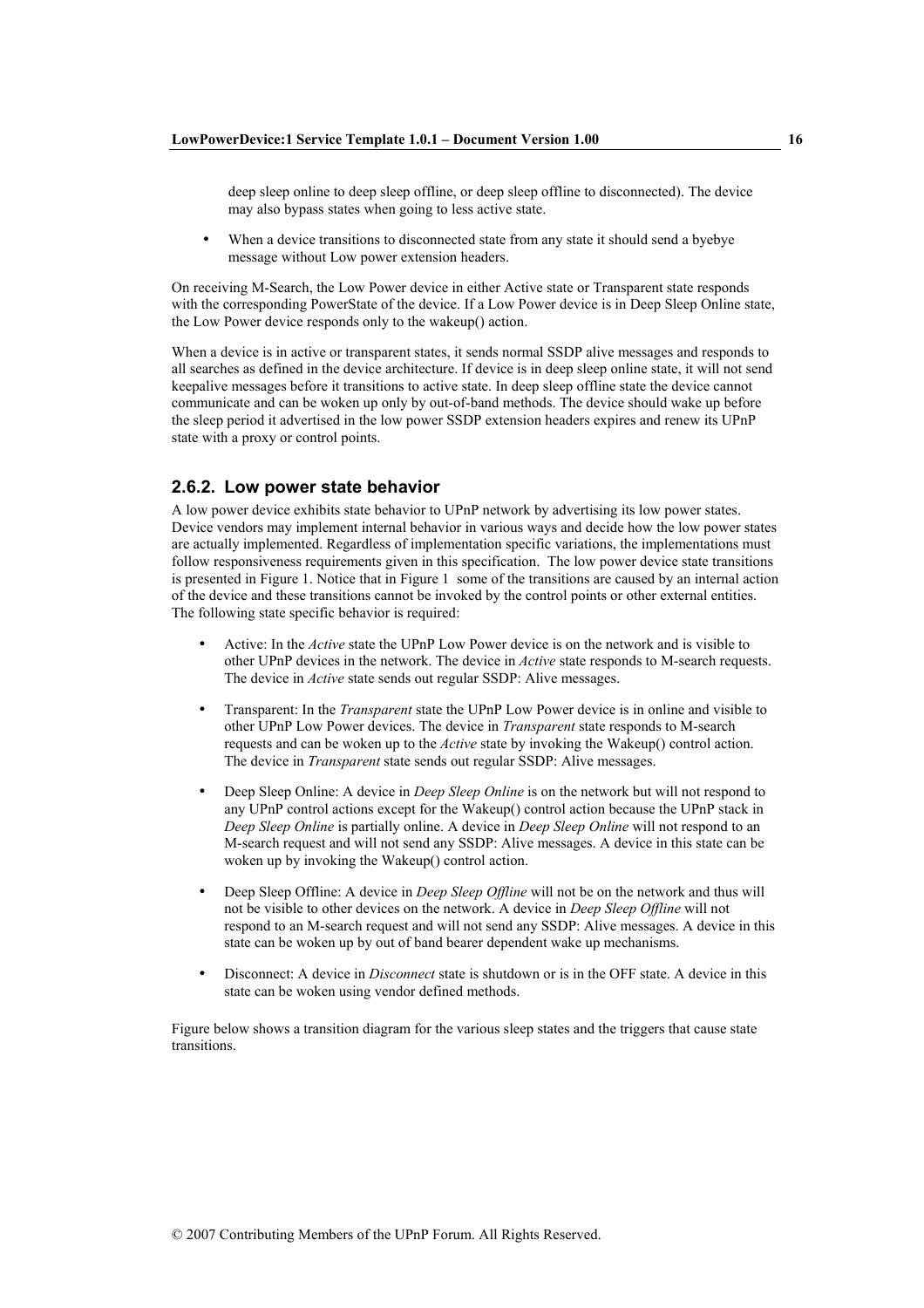deep sleep online to deep sleep offline, or deep sleep offline to disconnected). The device may also bypass states when going to less active state.

- When a device transitions to disconnected state from any state it should send a byebye message without Low power extension headers.

On receiving M-Search, the Low Power device in either Active state or Transparent state responds with the corresponding PowerState of the device. If a Low Power device is in Deep Sleep Online state, the Low Power device responds only to the wakeup() action.

When a device is in active or transparent states, it sends normal SSDP alive messages and responds to all searches as defined in the device architecture. If device is in deep sleep online state, it will not send keepalive messages before it transitions to active state. In deep sleep offline state the device cannot communicate and can be woken up only by out-of-band methods. The device should wake up before the sleep period it advertised in the low power SSDP extension headers expires and renew its UPnP state with a proxy or control points.

### 2.6.2. Low power state behavior

A low power device exhibits state behavior to UPnP network by advertising its low power states. Device vendors may implement internal behavior in various ways and decide how the low power states are actually implemented. Regardless of implementation specific variations, the implementations must follow responsiveness requirements given in this specification. The low power device state transitions is presented in Figure 1. Notice that in Figure 1 some of the transitions are caused by an internal action of the device and these transitions cannot be invoked by the control points or other external entities. The following state specific behavior is required:

- Active: In the *Active* state the UPnP Low Power device is on the network and is visible to other UPnP devices in the network. The device in *Active* state responds to M-search requests. The device in *Active* state sends out regular SSDP: Alive messages.

- Transparent: In the *Transparent* state the UPnP Low Power device is in online and visible to other UPnP Low Power devices. The device in *Transparent* state responds to M-search requests and can be woken up to the *Active* state by invoking the Wakeup() control action. The device in *Transparent* state sends out regular SSDP: Alive messages.

- Deep Sleep Online: A device in *Deep Sleep Online* is on the network but will not respond to any UPnP control actions except for the Wakeup() control action because the UPnP stack in *Deep Sleep Online* is partially online. A device in *Deep Sleep Online* will not respond to an M-search request and will not send any SSDP: Alive messages. A device in this state can be woken up by invoking the Wakeup() control action.

- Deep Sleep Offline: A device in *Deep Sleep Offline* will not be on the network and thus will not be visible to other devices on the network. A device in *Deep Sleep Offline* will not respond to an M-search request and will not send any SSDP: Alive messages. A device in this state can be woken up by out of band bearer dependent wake up mechanisms.

- Disconnect: A device in *Disconnect* state is shutdown or is in the OFF state. A device in this state can be woken using vendor defined methods.

Figure below shows a transition diagram for the various sleep states and the triggers that cause state transitions.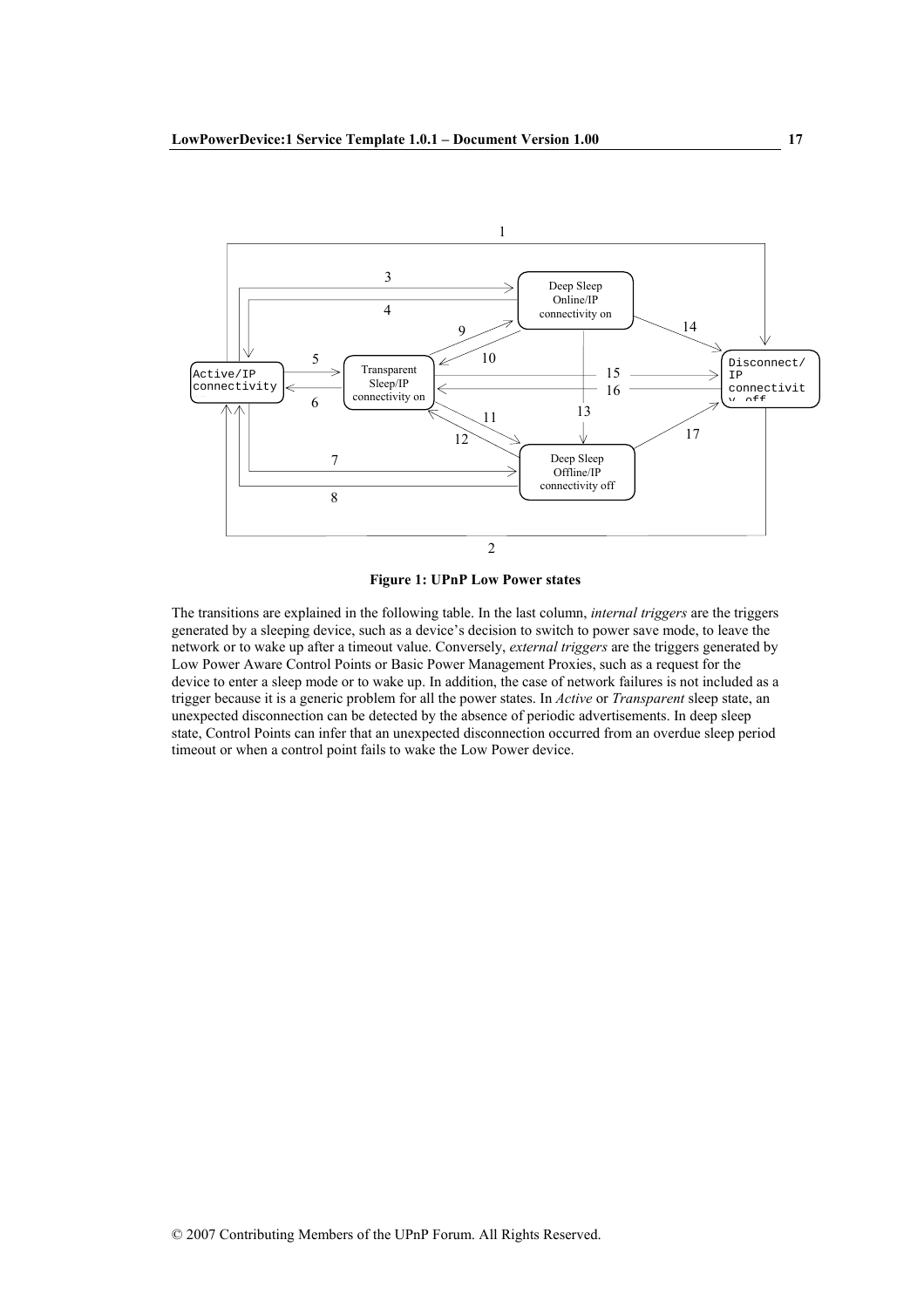**Figure 1: UPnP Low Power states**

The transitions are explained in the following table. In the last column, *internal triggers* are the triggers generated by a sleeping device, such as a device's decision to switch to power save mode, to leave the network or to wake up after a timeout value. Conversely, *external triggers* are the triggers generated by Low Power Aware Control Points or Basic Power Management Proxies, such as a request for the device to enter a sleep mode or to wake up. In addition, the case of network failures is not included as a trigger because it is a generic problem for all the power states. In *Active* or *Transparent* sleep state, an unexpected disconnection can be detected by the absence of periodic advertisements. In deep sleep state, Control Points can infer that an unexpected disconnection occurred from an overdue sleep period timeout or when a control point fails to wake the Low Power device.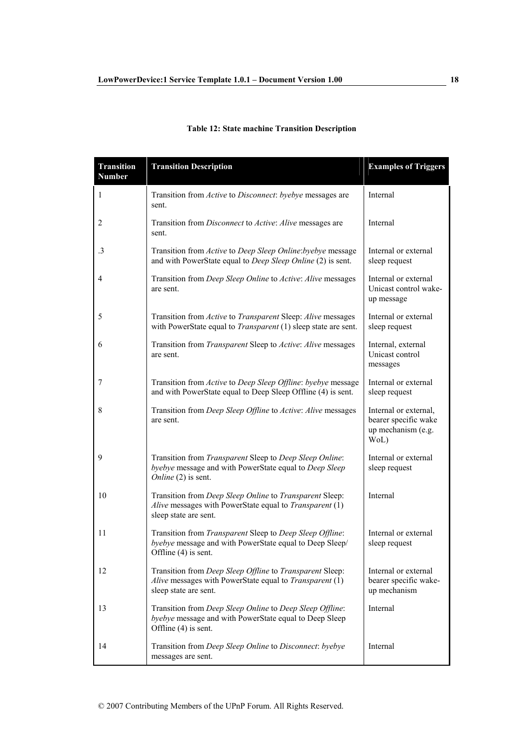**Table 12: State machine Transition Description**

| Transition Number | Transition Description | Examples of Triggers |
|---|---|---|
| 1 | Transition from *Active* to *Disconnect*: *byebye* messages are sent. | Internal |
| 2 | Transition from *Disconnect* to *Active*: *Alive* messages are sent. | Internal |
| .3 | Transition from *Active* to *Deep Sleep Online*:*byebye* message and with PowerState equal to *Deep Sleep Online* (2) is sent. | Internal or external sleep request |
| 4 | Transition from *Deep Sleep Online* to *Active*: *Alive* messages are sent. | Internal or external Unicast control wake-up message |
| 5 | Transition from *Active* to *Transparent* Sleep: *Alive* messages with PowerState equal to *Transparent* (1) sleep state are sent. | Internal or external sleep request |
| 6 | Transition from *Transparent* Sleep to *Active*: *Alive* messages are sent. | Internal, external Unicast control messages |
| 7 | Transition from *Active* to *Deep Sleep Offline*: *byebye* message and with PowerState equal to Deep Sleep Offline (4) is sent. | Internal or external sleep request |
| 8 | Transition from *Deep Sleep Offline* to *Active*: *Alive* messages are sent. | Internal or external, bearer specific wake up mechanism (e.g. WoL) |
| 9 | Transition from *Transparent* Sleep to *Deep Sleep Online*: *byebye* message and with PowerState equal to *Deep Sleep Online* (2) is sent. | Internal or external sleep request |
| 10 | Transition from *Deep Sleep Online* to *Transparent* Sleep: *Alive* messages with PowerState equal to *Transparent* (1) sleep state are sent. | Internal |
| 11 | Transition from *Transparent* Sleep to *Deep Sleep Offline*: *byebye* message and with PowerState equal to Deep Sleep/ Offline (4) is sent. | Internal or external sleep request |
| 12 | Transition from *Deep Sleep Offline* to *Transparent* Sleep: *Alive* messages with PowerState equal to *Transparent* (1) sleep state are sent. | Internal or external bearer specific wake-up mechanism |
| 13 | Transition from *Deep Sleep Online* to *Deep Sleep Offline*: *byebye* message and with PowerState equal to Deep Sleep Offline (4) is sent. | Internal |
| 14 | Transition from *Deep Sleep Online* to *Disconnect*: *byebye* messages are sent. | Internal |

© 2007 Contributing Members of the UPnP Forum. All Rights Reserved.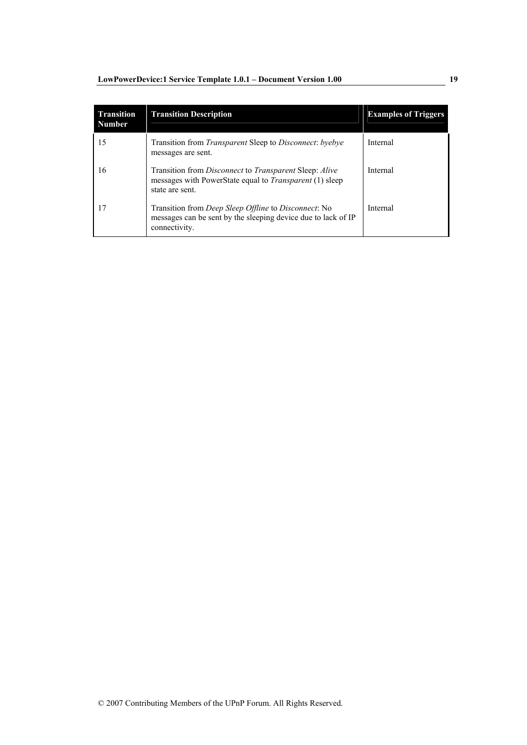| Transition Number | Transition Description | Examples of Triggers |
|---|---|---|
| 15 | Transition from *Transparent* Sleep to *Disconnect*: *byebye* messages are sent. | Internal |
| 16 | Transition from *Disconnect* to *Transparent* Sleep: *Alive* messages with PowerState equal to *Transparent* (1) sleep state are sent. | Internal |
| 17 | Transition from *Deep Sleep Offline* to *Disconnect*: No messages can be sent by the sleeping device due to lack of IP connectivity. | Internal |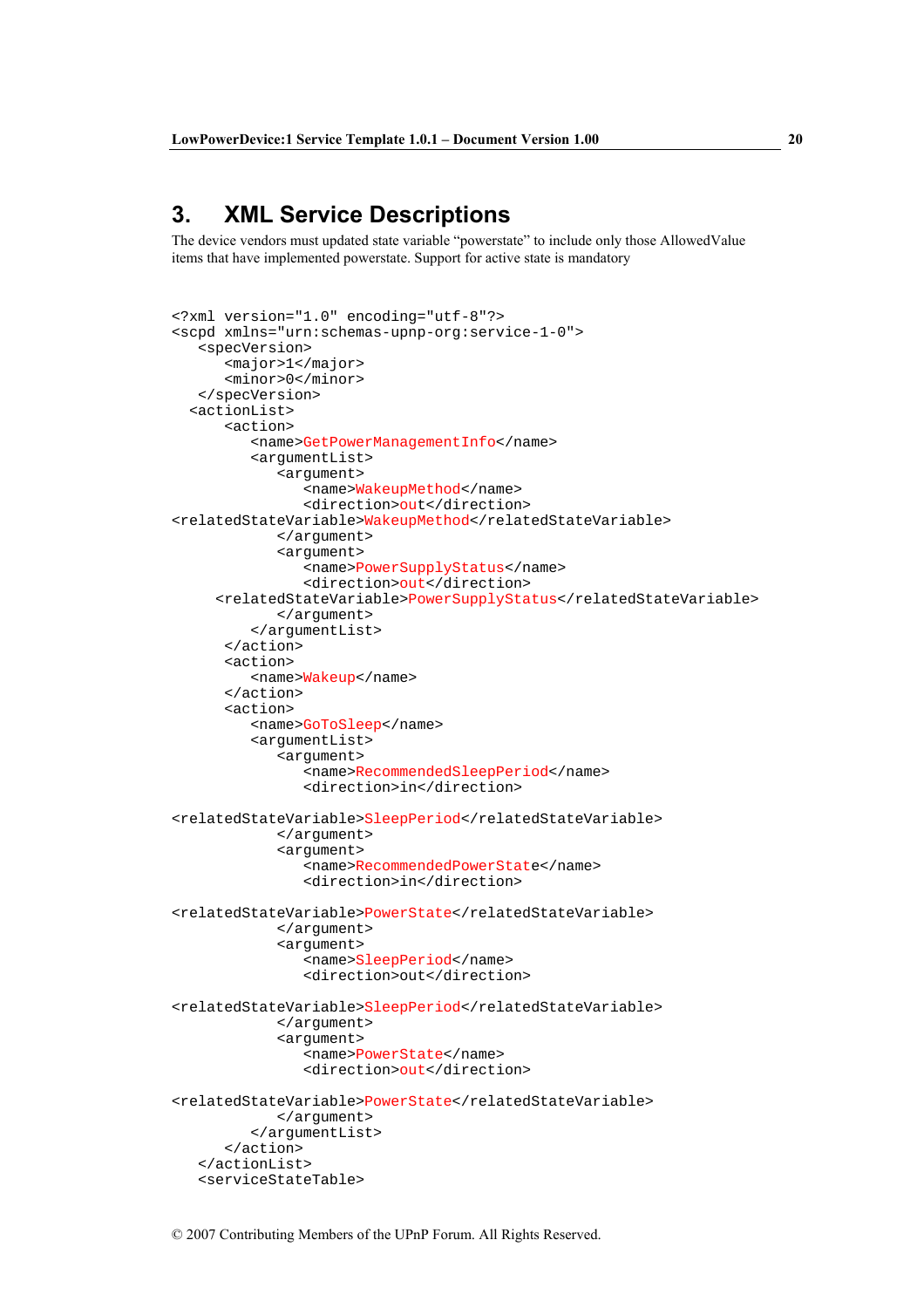# 3. XML Service Descriptions

The device vendors must updated state variable “powerstate” to include only those AllowedValue items that have implemented powerstate. Support for active state is mandatory

```
<?xml version="1.0" encoding="utf-8"?>
<scpd xmlns="urn:schemas-upnp-org:service-1-0">
   <specVersion>
      <major>1</major>
      <minor>0</minor>
   </specVersion>
  <actionList>
      <action>
         <name>GetPowerManagementInfo</name>
         <argumentList>
            <argument>
               <name>WakeupMethod</name>
               <direction>out</direction>
<relatedStateVariable>WakeupMethod</relatedStateVariable>
            </argument>
            <argument>
               <name>PowerSupplyStatus</name>
               <direction>out</direction>
     <relatedStateVariable>PowerSupplyStatus</relatedStateVariable>
            </argument>
         </argumentList>
      </action>
      <action>
         <name>Wakeup</name>
      </action>
      <action>
         <name>GoToSleep</name>
         <argumentList>
            <argument>
               <name>RecommendedSleepPeriod</name>
               <direction>in</direction>

<relatedStateVariable>SleepPeriod</relatedStateVariable>
            </argument>
            <argument>
               <name>RecommendedPowerState</name>
               <direction>in</direction>

<relatedStateVariable>PowerState</relatedStateVariable>
            </argument>
            <argument>
               <name>SleepPeriod</name>
               <direction>out</direction>

<relatedStateVariable>SleepPeriod</relatedStateVariable>
            </argument>
            <argument>
               <name>PowerState</name>
               <direction>out</direction>

<relatedStateVariable>PowerState</relatedStateVariable>
            </argument>
         </argumentList>
      </action>
   </actionList>
   <serviceStateTable>
```

© 2007 Contributing Members of the UPnP Forum. All Rights Reserved.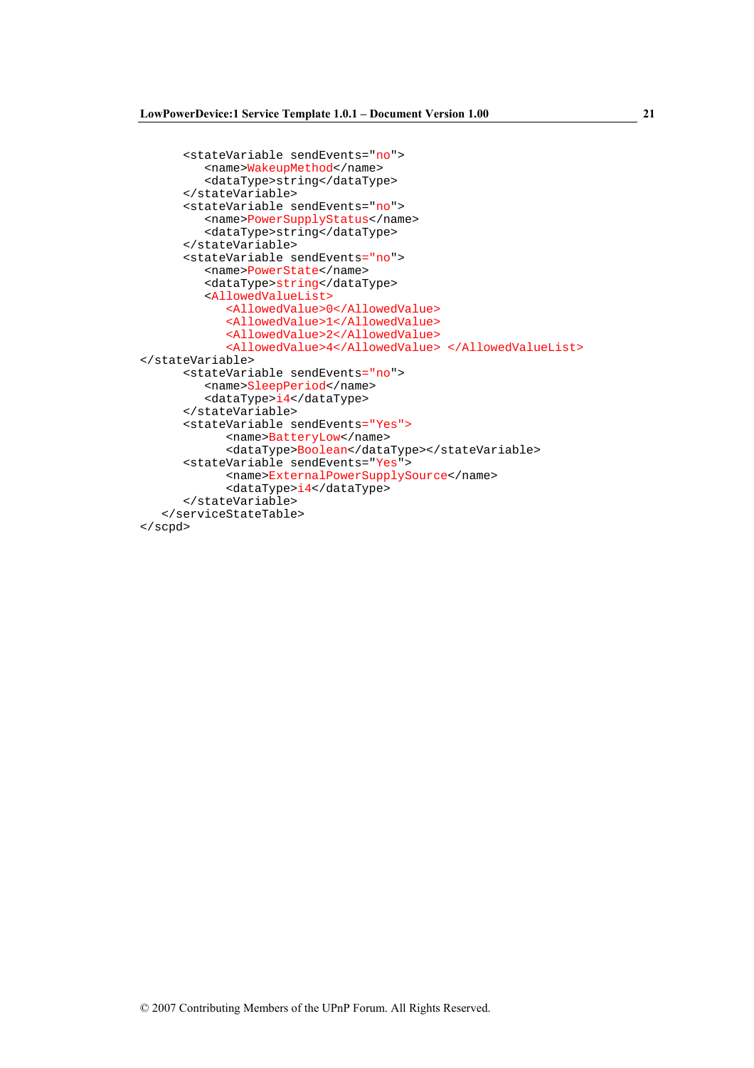```
      <stateVariable sendEvents="no">
         <name>WakeupMethod</name>
         <dataType>string</dataType>
      </stateVariable>
      <stateVariable sendEvents="no">
         <name>PowerSupplyStatus</name>
         <dataType>string</dataType>
      </stateVariable>
      <stateVariable sendEvents="no">
         <name>PowerState</name>
         <dataType>string</dataType>
         <AllowedValueList>
            <AllowedValue>0</AllowedValue>
            <AllowedValue>1</AllowedValue>
            <AllowedValue>2</AllowedValue>
            <AllowedValue>4</AllowedValue> </AllowedValueList>
</stateVariable>
      <stateVariable sendEvents="no">
         <name>SleepPeriod</name>
         <dataType>i4</dataType>
      </stateVariable>
      <stateVariable sendEvents="Yes">
            <name>BatteryLow</name>
            <dataType>Boolean</dataType></stateVariable>
      <stateVariable sendEvents="Yes">
            <name>ExternalPowerSupplySource</name>
            <dataType>i4</dataType>
      </stateVariable>
   </serviceStateTable>
</scpd>
```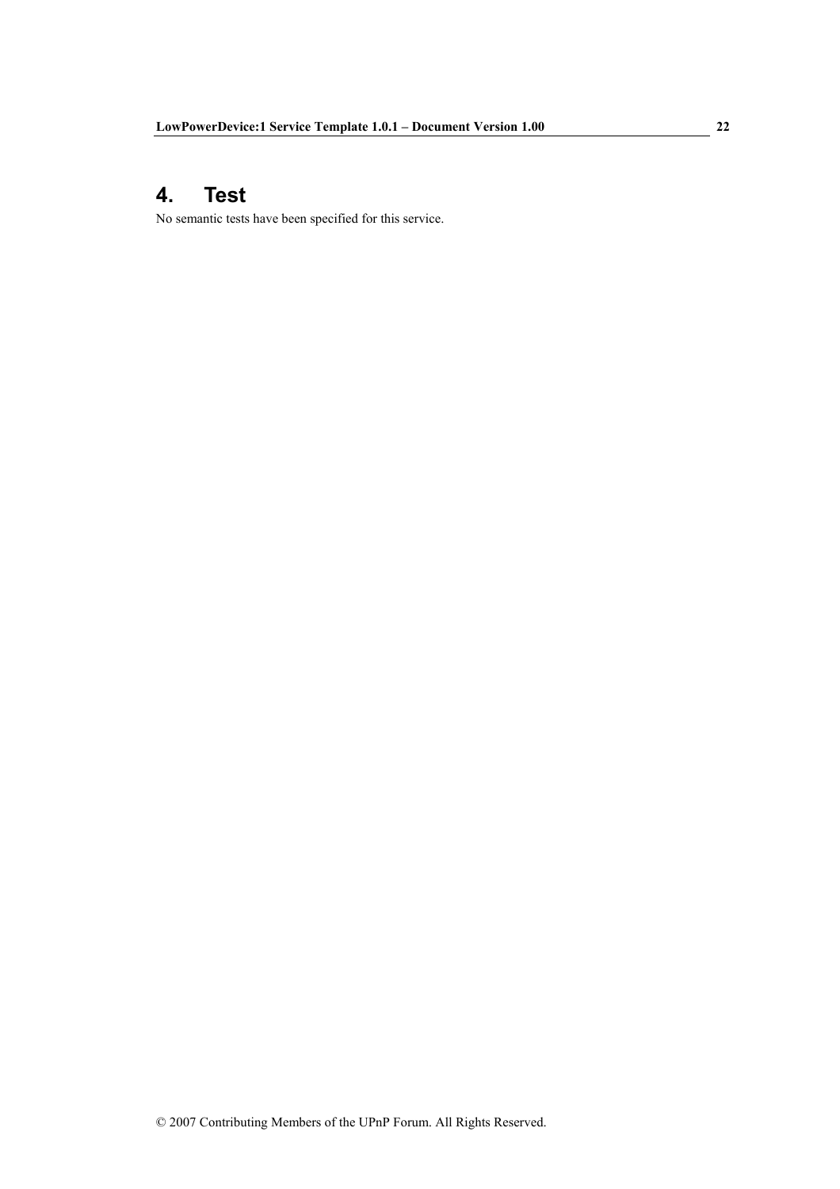# 4. Test

No semantic tests have been specified for this service.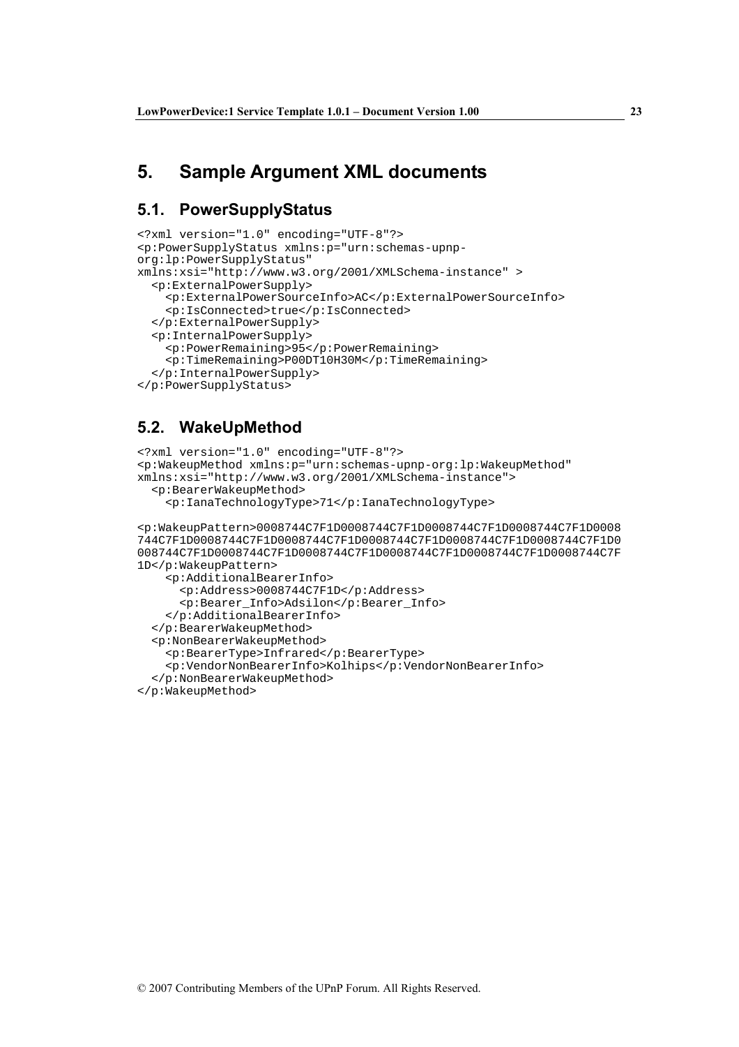# 5. Sample Argument XML documents

## 5.1. PowerSupplyStatus

```
<?xml version="1.0" encoding="UTF-8"?>
<p:PowerSupplyStatus xmlns:p="urn:schemas-upnp-
org:lp:PowerSupplyStatus"
xmlns:xsi="http://www.w3.org/2001/XMLSchema-instance" >
  <p:ExternalPowerSupply>
    <p:ExternalPowerSourceInfo>AC</p:ExternalPowerSourceInfo>
    <p:IsConnected>true</p:IsConnected>
  </p:ExternalPowerSupply>
  <p:InternalPowerSupply>
    <p:PowerRemaining>95</p:PowerRemaining>
    <p:TimeRemaining>P00DT10H30M</p:TimeRemaining>
  </p:InternalPowerSupply>
</p:PowerSupplyStatus>
```

## 5.2. WakeUpMethod

```
<?xml version="1.0" encoding="UTF-8"?>
<p:WakeupMethod xmlns:p="urn:schemas-upnp-org:lp:WakeupMethod"
xmlns:xsi="http://www.w3.org/2001/XMLSchema-instance">
  <p:BearerWakeupMethod>
    <p:IanaTechnologyType>71</p:IanaTechnologyType>

<p:WakeupPattern>0008744C7F1D0008744C7F1D0008744C7F1D0008744C7F1D0008
744C7F1D0008744C7F1D0008744C7F1D0008744C7F1D0008744C7F1D0008744C7F1D0
008744C7F1D0008744C7F1D0008744C7F1D0008744C7F1D0008744C7F1D0008744C7F
1D</p:WakeupPattern>
    <p:AdditionalBearerInfo>
      <p:Address>0008744C7F1D</p:Address>
      <p:Bearer_Info>Adsilon</p:Bearer_Info>
    </p:AdditionalBearerInfo>
  </p:BearerWakeupMethod>
  <p:NonBearerWakeupMethod>
    <p:BearerType>Infrared</p:BearerType>
    <p:VendorNonBearerInfo>Kolhips</p:VendorNonBearerInfo>
  </p:NonBearerWakeupMethod>
</p:WakeupMethod>
```

© 2007 Contributing Members of the UPnP Forum. All Rights Reserved.